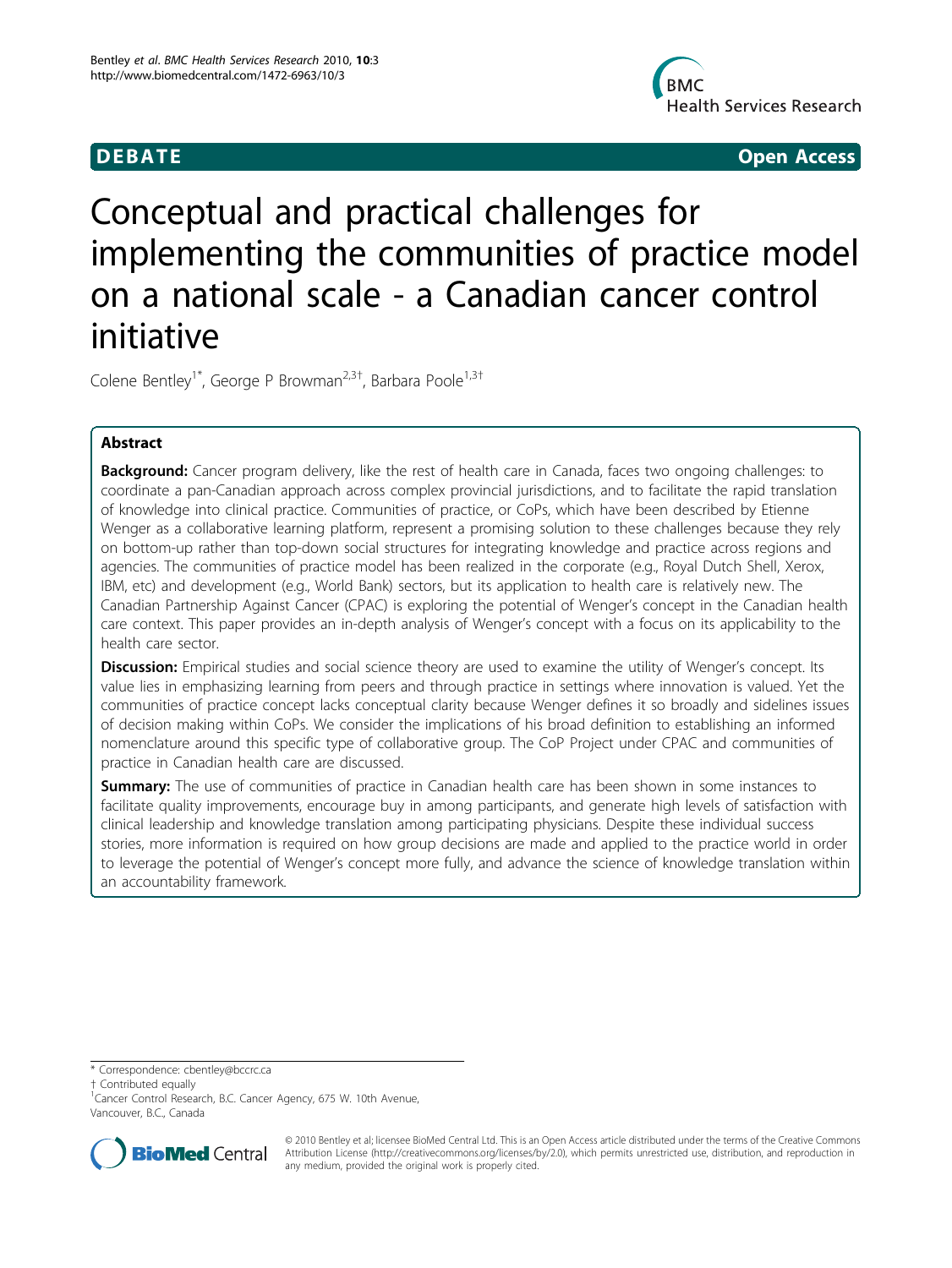**DEBATE** **Open Access**

# Conceptual and practical challenges for implementing the communities of practice model on a national scale - a Canadian cancer control initiative

Colene Bentley[1*], George P Browman[2,3†], Barbara Poole[1,3†]

## Abstract

**Background:** Cancer program delivery, like the rest of health care in Canada, faces two ongoing challenges: to coordinate a pan-Canadian approach across complex provincial jurisdictions, and to facilitate the rapid translation of knowledge into clinical practice. Communities of practice, or CoPs, which have been described by Etienne Wenger as a collaborative learning platform, represent a promising solution to these challenges because they rely on bottom-up rather than top-down social structures for integrating knowledge and practice across regions and agencies. The communities of practice model has been realized in the corporate (e.g., Royal Dutch Shell, Xerox, IBM, etc) and development (e.g., World Bank) sectors, but its application to health care is relatively new. The Canadian Partnership Against Cancer (CPAC) is exploring the potential of Wenger's concept in the Canadian health care context. This paper provides an in-depth analysis of Wenger's concept with a focus on its applicability to the health care sector.

**Discussion:** Empirical studies and social science theory are used to examine the utility of Wenger's concept. Its value lies in emphasizing learning from peers and through practice in settings where innovation is valued. Yet the communities of practice concept lacks conceptual clarity because Wenger defines it so broadly and sidelines issues of decision making within CoPs. We consider the implications of his broad definition to establishing an informed nomenclature around this specific type of collaborative group. The CoP Project under CPAC and communities of practice in Canadian health care are discussed.

**Summary:** The use of communities of practice in Canadian health care has been shown in some instances to facilitate quality improvements, encourage buy in among participants, and generate high levels of satisfaction with clinical leadership and knowledge translation among participating physicians. Despite these individual success stories, more information is required on how group decisions are made and applied to the practice world in order to leverage the potential of Wenger's concept more fully, and advance the science of knowledge translation within an accountability framework.

* Correspondence: cbentley@bccrc.ca
† Contributed equally
[1]Cancer Control Research, B.C. Cancer Agency, 675 W. 10th Avenue, Vancouver, B.C., Canada

© 2010 Bentley et al; licensee BioMed Central Ltd. This is an Open Access article distributed under the terms of the Creative Commons Attribution License (http://creativecommons.org/licenses/by/2.0), which permits unrestricted use, distribution, and reproduction in any medium, provided the original work is properly cited.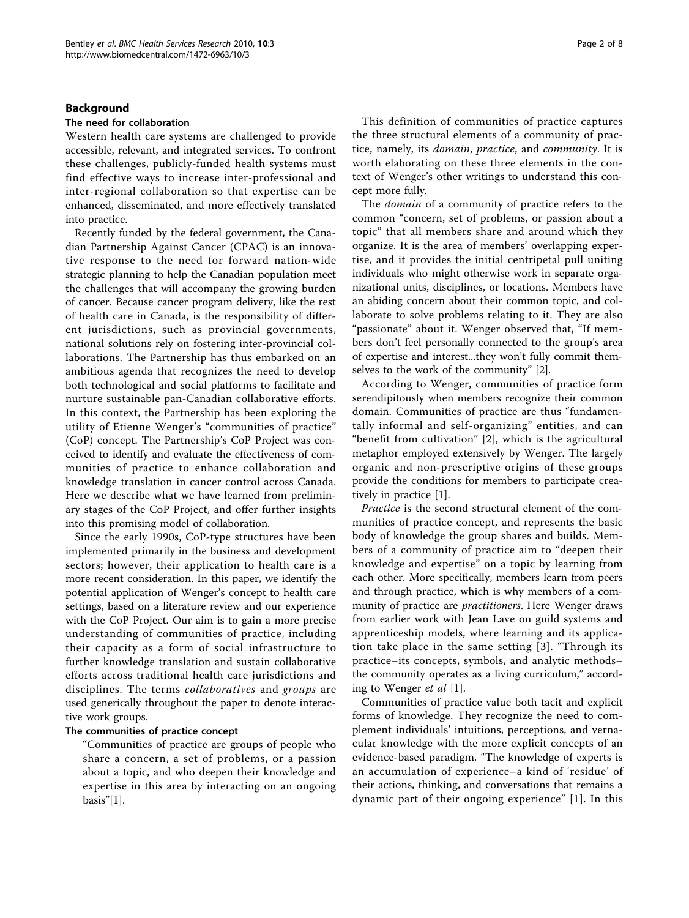## Background

### The need for collaboration

Western health care systems are challenged to provide accessible, relevant, and integrated services. To confront these challenges, publicly-funded health systems must find effective ways to increase inter-professional and inter-regional collaboration so that expertise can be enhanced, disseminated, and more effectively translated into practice.

Recently funded by the federal government, the Canadian Partnership Against Cancer (CPAC) is an innovative response to the need for forward nation-wide strategic planning to help the Canadian population meet the challenges that will accompany the growing burden of cancer. Because cancer program delivery, like the rest of health care in Canada, is the responsibility of different jurisdictions, such as provincial governments, national solutions rely on fostering inter-provincial collaborations. The Partnership has thus embarked on an ambitious agenda that recognizes the need to develop both technological and social platforms to facilitate and nurture sustainable pan-Canadian collaborative efforts. In this context, the Partnership has been exploring the utility of Etienne Wenger's "communities of practice" (CoP) concept. The Partnership's CoP Project was conceived to identify and evaluate the effectiveness of communities of practice to enhance collaboration and knowledge translation in cancer control across Canada. Here we describe what we have learned from preliminary stages of the CoP Project, and offer further insights into this promising model of collaboration.

Since the early 1990s, CoP-type structures have been implemented primarily in the business and development sectors; however, their application to health care is a more recent consideration. In this paper, we identify the potential application of Wenger's concept to health care settings, based on a literature review and our experience with the CoP Project. Our aim is to gain a more precise understanding of communities of practice, including their capacity as a form of social infrastructure to further knowledge translation and sustain collaborative efforts across traditional health care jurisdictions and disciplines. The terms *collaboratives* and *groups* are used generically throughout the paper to denote interactive work groups.

### The communities of practice concept

> "Communities of practice are groups of people who share a concern, a set of problems, or a passion about a topic, and who deepen their knowledge and expertise in this area by interacting on an ongoing basis"[1].

This definition of communities of practice captures the three structural elements of a community of practice, namely, its *domain*, *practice*, and *community*. It is worth elaborating on these three elements in the context of Wenger's other writings to understand this concept more fully.

The *domain* of a community of practice refers to the common "concern, set of problems, or passion about a topic" that all members share and around which they organize. It is the area of members' overlapping expertise, and it provides the initial centripetal pull uniting individuals who might otherwise work in separate organizational units, disciplines, or locations. Members have an abiding concern about their common topic, and collaborate to solve problems relating to it. They are also "passionate" about it. Wenger observed that, "If members don't feel personally connected to the group's area of expertise and interest...they won't fully commit themselves to the work of the community" [2].

According to Wenger, communities of practice form serendipitously when members recognize their common domain. Communities of practice are thus "fundamentally informal and self-organizing" entities, and can "benefit from cultivation" [2], which is the agricultural metaphor employed extensively by Wenger. The largely organic and non-prescriptive origins of these groups provide the conditions for members to participate creatively in practice [1].

*Practice* is the second structural element of the communities of practice concept, and represents the basic body of knowledge the group shares and builds. Members of a community of practice aim to "deepen their knowledge and expertise" on a topic by learning from each other. More specifically, members learn from peers and through practice, which is why members of a community of practice are *practitioners*. Here Wenger draws from earlier work with Jean Lave on guild systems and apprenticeship models, where learning and its application take place in the same setting [3]. "Through its practice–its concepts, symbols, and analytic methods–the community operates as a living curriculum," according to Wenger *et al* [1].

Communities of practice value both tacit and explicit forms of knowledge. They recognize the need to complement individuals' intuitions, perceptions, and vernacular knowledge with the more explicit concepts of an evidence-based paradigm. "The knowledge of experts is an accumulation of experience–a kind of 'residue' of their actions, thinking, and conversations that remains a dynamic part of their ongoing experience" [1]. In this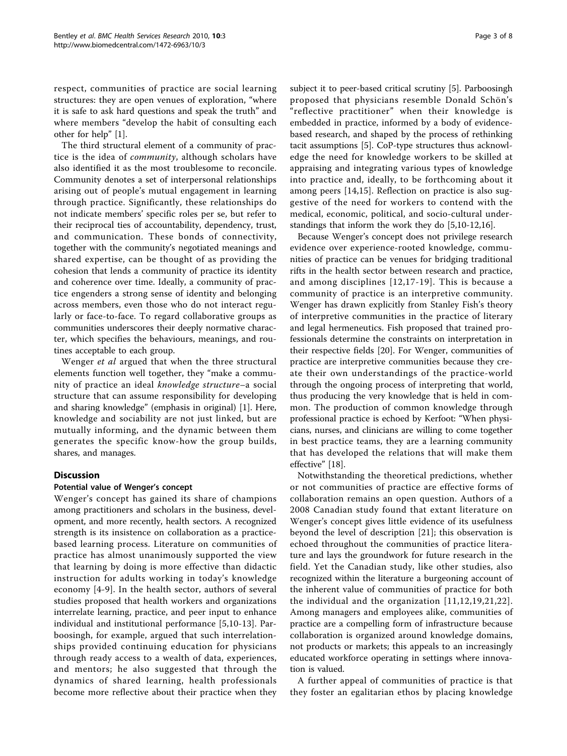respect, communities of practice are social learning structures: they are open venues of exploration, "where it is safe to ask hard questions and speak the truth" and where members "develop the habit of consulting each other for help" [1].

The third structural element of a community of practice is the idea of *community*, although scholars have also identified it as the most troublesome to reconcile. Community denotes a set of interpersonal relationships arising out of people's mutual engagement in learning through practice. Significantly, these relationships do not indicate members' specific roles per se, but refer to their reciprocal ties of accountability, dependency, trust, and communication. These bonds of connectivity, together with the community's negotiated meanings and shared expertise, can be thought of as providing the cohesion that lends a community of practice its identity and coherence over time. Ideally, a community of practice engenders a strong sense of identity and belonging across members, even those who do not interact regularly or face-to-face. To regard collaborative groups as communities underscores their deeply normative character, which specifies the behaviours, meanings, and routines acceptable to each group.

Wenger *et al* argued that when the three structural elements function well together, they "make a community of practice an ideal *knowledge structure*–a social structure that can assume responsibility for developing and sharing knowledge" (emphasis in original) [1]. Here, knowledge and sociability are not just linked, but are mutually informing, and the dynamic between them generates the specific know-how the group builds, shares, and manages.

## Discussion

### Potential value of Wenger's concept

Wenger's concept has gained its share of champions among practitioners and scholars in the business, development, and more recently, health sectors. A recognized strength is its insistence on collaboration as a practice-based learning process. Literature on communities of practice has almost unanimously supported the view that learning by doing is more effective than didactic instruction for adults working in today's knowledge economy [4-9]. In the health sector, authors of several studies proposed that health workers and organizations interrelate learning, practice, and peer input to enhance individual and institutional performance [5,10-13]. Parboosingh, for example, argued that such interrelationships provided continuing education for physicians through ready access to a wealth of data, experiences, and mentors; he also suggested that through the dynamics of shared learning, health professionals become more reflective about their practice when they subject it to peer-based critical scrutiny [5]. Parboosingh proposed that physicians resemble Donald Schön's "reflective practitioner" when their knowledge is embedded in practice, informed by a body of evidence-based research, and shaped by the process of rethinking tacit assumptions [5]. CoP-type structures thus acknowledge the need for knowledge workers to be skilled at appraising and integrating various types of knowledge into practice and, ideally, to be forthcoming about it among peers [14,15]. Reflection on practice is also suggestive of the need for workers to contend with the medical, economic, political, and socio-cultural understandings that inform the work they do [5,10-12,16].

Because Wenger's concept does not privilege research evidence over experience-rooted knowledge, communities of practice can be venues for bridging traditional rifts in the health sector between research and practice, and among disciplines [12,17-19]. This is because a community of practice is an interpretive community. Wenger has drawn explicitly from Stanley Fish's theory of interpretive communities in the practice of literary and legal hermeneutics. Fish proposed that trained professionals determine the constraints on interpretation in their respective fields [20]. For Wenger, communities of practice are interpretive communities because they create their own understandings of the practice-world through the ongoing process of interpreting that world, thus producing the very knowledge that is held in common. The production of common knowledge through professional practice is echoed by Kerfoot: "When physicians, nurses, and clinicians are willing to come together in best practice teams, they are a learning community that has developed the relations that will make them effective" [18].

Notwithstanding the theoretical predictions, whether or not communities of practice are effective forms of collaboration remains an open question. Authors of a 2008 Canadian study found that extant literature on Wenger's concept gives little evidence of its usefulness beyond the level of description [21]; this observation is echoed throughout the communities of practice literature and lays the groundwork for future research in the field. Yet the Canadian study, like other studies, also recognized within the literature a burgeoning account of the inherent value of communities of practice for both the individual and the organization [11,12,19,21,22]. Among managers and employees alike, communities of practice are a compelling form of infrastructure because collaboration is organized around knowledge domains, not products or markets; this appeals to an increasingly educated workforce operating in settings where innovation is valued.

A further appeal of communities of practice is that they foster an egalitarian ethos by placing knowledge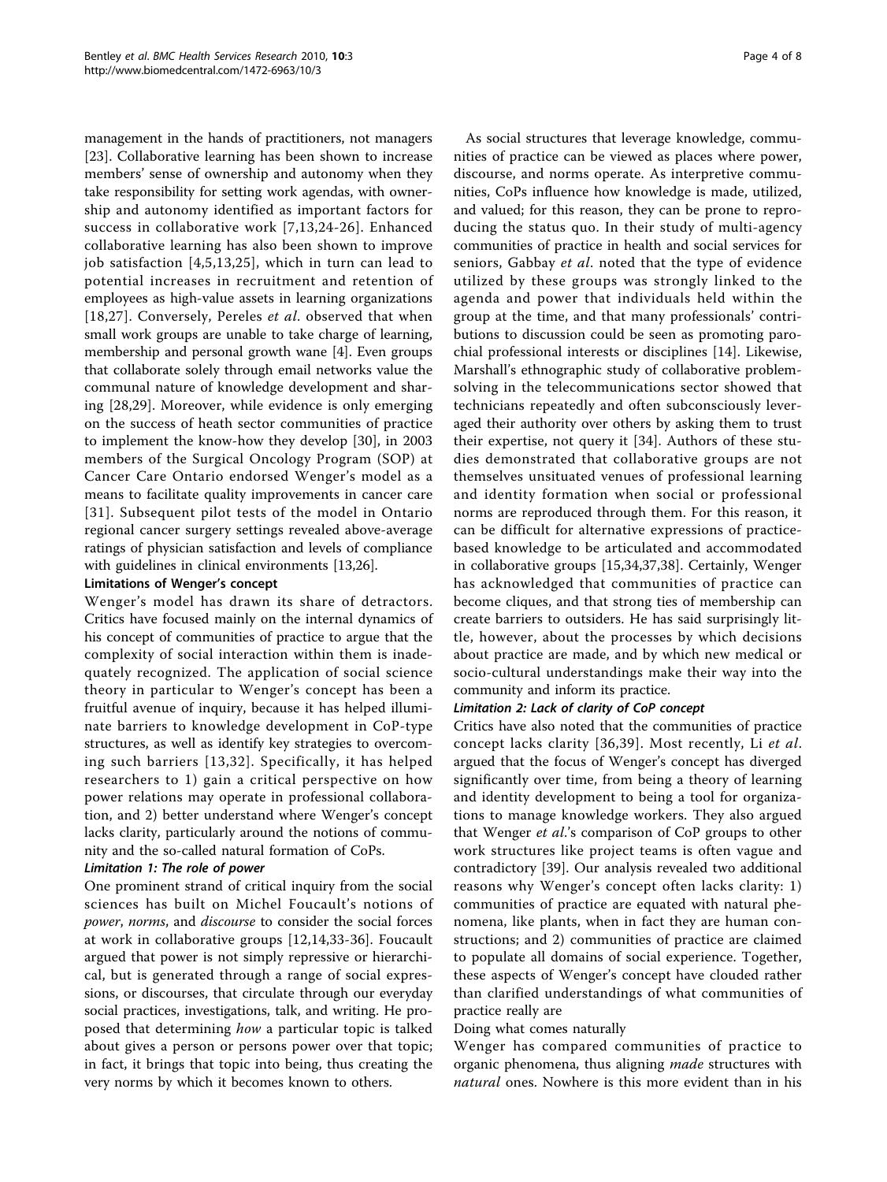management in the hands of practitioners, not managers [23]. Collaborative learning has been shown to increase members' sense of ownership and autonomy when they take responsibility for setting work agendas, with ownership and autonomy identified as important factors for success in collaborative work [7,13,24-26]. Enhanced collaborative learning has also been shown to improve job satisfaction [4,5,13,25], which in turn can lead to potential increases in recruitment and retention of employees as high-value assets in learning organizations [18,27]. Conversely, Pereles *et al*. observed that when small work groups are unable to take charge of learning, membership and personal growth wane [4]. Even groups that collaborate solely through email networks value the communal nature of knowledge development and sharing [28,29]. Moreover, while evidence is only emerging on the success of heath sector communities of practice to implement the know-how they develop [30], in 2003 members of the Surgical Oncology Program (SOP) at Cancer Care Ontario endorsed Wenger's model as a means to facilitate quality improvements in cancer care [31]. Subsequent pilot tests of the model in Ontario regional cancer surgery settings revealed above-average ratings of physician satisfaction and levels of compliance with guidelines in clinical environments [13,26].

### Limitations of Wenger's concept

Wenger's model has drawn its share of detractors. Critics have focused mainly on the internal dynamics of his concept of communities of practice to argue that the complexity of social interaction within them is inadequately recognized. The application of social science theory in particular to Wenger's concept has been a fruitful avenue of inquiry, because it has helped illuminate barriers to knowledge development in CoP-type structures, as well as identify key strategies to overcoming such barriers [13,32]. Specifically, it has helped researchers to 1) gain a critical perspective on how power relations may operate in professional collaboration, and 2) better understand where Wenger's concept lacks clarity, particularly around the notions of community and the so-called natural formation of CoPs.

#### *Limitation 1: The role of power*

One prominent strand of critical inquiry from the social sciences has built on Michel Foucault's notions of *power*, *norms*, and *discourse* to consider the social forces at work in collaborative groups [12,14,33-36]. Foucault argued that power is not simply repressive or hierarchical, but is generated through a range of social expressions, or discourses, that circulate through our everyday social practices, investigations, talk, and writing. He proposed that determining *how* a particular topic is talked about gives a person or persons power over that topic; in fact, it brings that topic into being, thus creating the very norms by which it becomes known to others.

As social structures that leverage knowledge, communities of practice can be viewed as places where power, discourse, and norms operate. As interpretive communities, CoPs influence how knowledge is made, utilized, and valued; for this reason, they can be prone to reproducing the status quo. In their study of multi-agency communities of practice in health and social services for seniors, Gabbay *et al*. noted that the type of evidence utilized by these groups was strongly linked to the agenda and power that individuals held within the group at the time, and that many professionals' contributions to discussion could be seen as promoting parochial professional interests or disciplines [14]. Likewise, Marshall's ethnographic study of collaborative problem-solving in the telecommunications sector showed that technicians repeatedly and often subconsciously leveraged their authority over others by asking them to trust their expertise, not query it [34]. Authors of these studies demonstrated that collaborative groups are not themselves unsituated venues of professional learning and identity formation when social or professional norms are reproduced through them. For this reason, it can be difficult for alternative expressions of practice-based knowledge to be articulated and accommodated in collaborative groups [15,34,37,38]. Certainly, Wenger has acknowledged that communities of practice can become cliques, and that strong ties of membership can create barriers to outsiders. He has said surprisingly little, however, about the processes by which decisions about practice are made, and by which new medical or socio-cultural understandings make their way into the community and inform its practice.

#### *Limitation 2: Lack of clarity of CoP concept*

Critics have also noted that the communities of practice concept lacks clarity [36,39]. Most recently, Li *et al*. argued that the focus of Wenger's concept has diverged significantly over time, from being a theory of learning and identity development to being a tool for organizations to manage knowledge workers. They also argued that Wenger *et al*.'s comparison of CoP groups to other work structures like project teams is often vague and contradictory [39]. Our analysis revealed two additional reasons why Wenger's concept often lacks clarity: 1) communities of practice are equated with natural phenomena, like plants, when in fact they are human constructions; and 2) communities of practice are claimed to populate all domains of social experience. Together, these aspects of Wenger's concept have clouded rather than clarified understandings of what communities of practice really are

##### Doing what comes naturally

Wenger has compared communities of practice to organic phenomena, thus aligning *made* structures with *natural* ones. Nowhere is this more evident than in his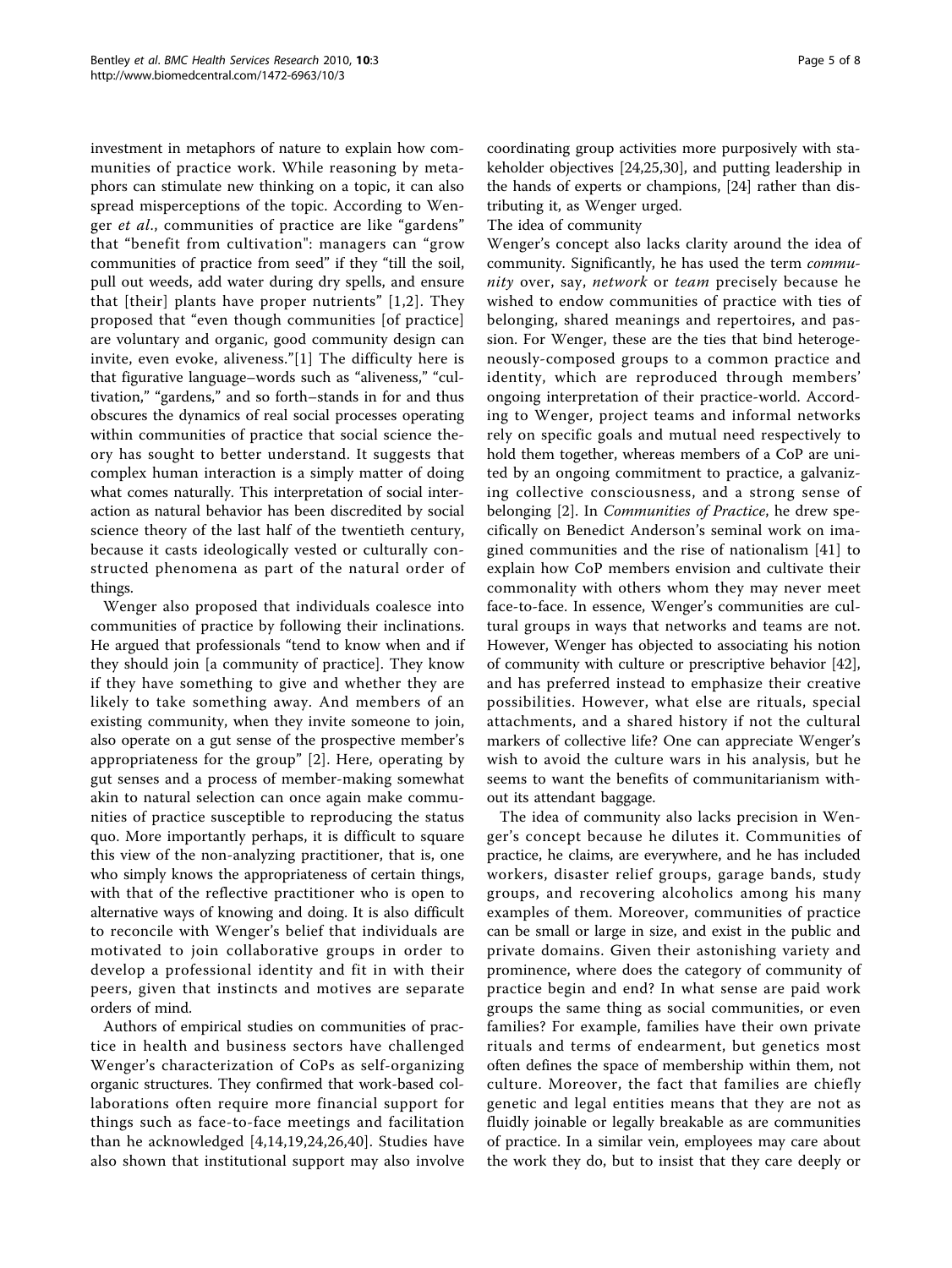investment in metaphors of nature to explain how communities of practice work. While reasoning by metaphors can stimulate new thinking on a topic, it can also spread misperceptions of the topic. According to Wenger *et al*., communities of practice are like "gardens" that "benefit from cultivation": managers can "grow communities of practice from seed" if they "till the soil, pull out weeds, add water during dry spells, and ensure that [their] plants have proper nutrients" [1,2]. They proposed that "even though communities [of practice] are voluntary and organic, good community design can invite, even evoke, aliveness."[1] The difficulty here is that figurative language–words such as "aliveness," "cultivation," "gardens," and so forth–stands in for and thus obscures the dynamics of real social processes operating within communities of practice that social science theory has sought to better understand. It suggests that complex human interaction is a simply matter of doing what comes naturally. This interpretation of social interaction as natural behavior has been discredited by social science theory of the last half of the twentieth century, because it casts ideologically vested or culturally constructed phenomena as part of the natural order of things.

Wenger also proposed that individuals coalesce into communities of practice by following their inclinations. He argued that professionals "tend to know when and if they should join [a community of practice]. They know if they have something to give and whether they are likely to take something away. And members of an existing community, when they invite someone to join, also operate on a gut sense of the prospective member's appropriateness for the group" [2]. Here, operating by gut senses and a process of member-making somewhat akin to natural selection can once again make communities of practice susceptible to reproducing the status quo. More importantly perhaps, it is difficult to square this view of the non-analyzing practitioner, that is, one who simply knows the appropriateness of certain things, with that of the reflective practitioner who is open to alternative ways of knowing and doing. It is also difficult to reconcile with Wenger's belief that individuals are motivated to join collaborative groups in order to develop a professional identity and fit in with their peers, given that instincts and motives are separate orders of mind.

Authors of empirical studies on communities of practice in health and business sectors have challenged Wenger's characterization of CoPs as self-organizing organic structures. They confirmed that work-based collaborations often require more financial support for things such as face-to-face meetings and facilitation than he acknowledged [4,14,19,24,26,40]. Studies have also shown that institutional support may also involve coordinating group activities more purposively with stakeholder objectives [24,25,30], and putting leadership in the hands of experts or champions, [24] rather than distributing it, as Wenger urged.

### The idea of community

Wenger's concept also lacks clarity around the idea of community. Significantly, he has used the term *community* over, say, *network* or *team* precisely because he wished to endow communities of practice with ties of belonging, shared meanings and repertoires, and passion. For Wenger, these are the ties that bind heterogeneously-composed groups to a common practice and identity, which are reproduced through members' ongoing interpretation of their practice-world. According to Wenger, project teams and informal networks rely on specific goals and mutual need respectively to hold them together, whereas members of a CoP are united by an ongoing commitment to practice, a galvanizing collective consciousness, and a strong sense of belonging [2]. In *Communities of Practice*, he drew specifically on Benedict Anderson's seminal work on imagined communities and the rise of nationalism [41] to explain how CoP members envision and cultivate their commonality with others whom they may never meet face-to-face. In essence, Wenger's communities are cultural groups in ways that networks and teams are not. However, Wenger has objected to associating his notion of community with culture or prescriptive behavior [42], and has preferred instead to emphasize their creative possibilities. However, what else are rituals, special attachments, and a shared history if not the cultural markers of collective life? One can appreciate Wenger's wish to avoid the culture wars in his analysis, but he seems to want the benefits of communitarianism without its attendant baggage.

The idea of community also lacks precision in Wenger's concept because he dilutes it. Communities of practice, he claims, are everywhere, and he has included workers, disaster relief groups, garage bands, study groups, and recovering alcoholics among his many examples of them. Moreover, communities of practice can be small or large in size, and exist in the public and private domains. Given their astonishing variety and prominence, where does the category of community of practice begin and end? In what sense are paid work groups the same thing as social communities, or even families? For example, families have their own private rituals and terms of endearment, but genetics most often defines the space of membership within them, not culture. Moreover, the fact that families are chiefly genetic and legal entities means that they are not as fluidly joinable or legally breakable as are communities of practice. In a similar vein, employees may care about the work they do, but to insist that they care deeply or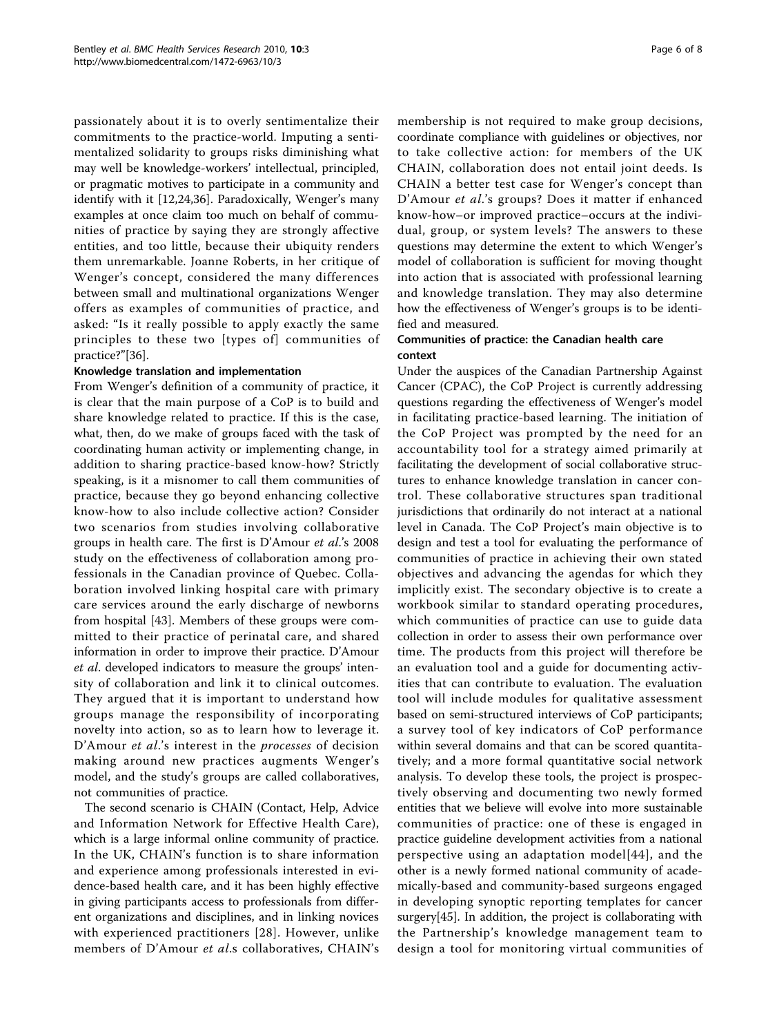passionately about it is to overly sentimentalize their commitments to the practice-world. Imputing a sentimentalized solidarity to groups risks diminishing what may well be knowledge-workers' intellectual, principled, or pragmatic motives to participate in a community and identify with it [12,24,36]. Paradoxically, Wenger's many examples at once claim too much on behalf of communities of practice by saying they are strongly affective entities, and too little, because their ubiquity renders them unremarkable. Joanne Roberts, in her critique of Wenger's concept, considered the many differences between small and multinational organizations Wenger offers as examples of communities of practice, and asked: "Is it really possible to apply exactly the same principles to these two [types of] communities of practice?"[36].

### Knowledge translation and implementation

From Wenger's definition of a community of practice, it is clear that the main purpose of a CoP is to build and share knowledge related to practice. If this is the case, what, then, do we make of groups faced with the task of coordinating human activity or implementing change, in addition to sharing practice-based know-how? Strictly speaking, is it a misnomer to call them communities of practice, because they go beyond enhancing collective know-how to also include collective action? Consider two scenarios from studies involving collaborative groups in health care. The first is D'Amour *et al.*'s 2008 study on the effectiveness of collaboration among professionals in the Canadian province of Quebec. Collaboration involved linking hospital care with primary care services around the early discharge of newborns from hospital [43]. Members of these groups were committed to their practice of perinatal care, and shared information in order to improve their practice. D'Amour *et al.* developed indicators to measure the groups' intensity of collaboration and link it to clinical outcomes. They argued that it is important to understand how groups manage the responsibility of incorporating novelty into action, so as to learn how to leverage it. D'Amour *et al.*'s interest in the *processes* of decision making around new practices augments Wenger's model, and the study's groups are called collaboratives, not communities of practice.

The second scenario is CHAIN (Contact, Help, Advice and Information Network for Effective Health Care), which is a large informal online community of practice. In the UK, CHAIN's function is to share information and experience among professionals interested in evidence-based health care, and it has been highly effective in giving participants access to professionals from different organizations and disciplines, and in linking novices with experienced practitioners [28]. However, unlike members of D'Amour *et al.*s collaboratives, CHAIN's membership is not required to make group decisions, coordinate compliance with guidelines or objectives, nor to take collective action: for members of the UK CHAIN, collaboration does not entail joint deeds. Is CHAIN a better test case for Wenger's concept than D'Amour *et al.*'s groups? Does it matter if enhanced know-how–or improved practice–occurs at the individual, group, or system levels? The answers to these questions may determine the extent to which Wenger's model of collaboration is sufficient for moving thought into action that is associated with professional learning and knowledge translation. They may also determine how the effectiveness of Wenger's groups is to be identified and measured.

### Communities of practice: the Canadian health care context

Under the auspices of the Canadian Partnership Against Cancer (CPAC), the CoP Project is currently addressing questions regarding the effectiveness of Wenger's model in facilitating practice-based learning. The initiation of the CoP Project was prompted by the need for an accountability tool for a strategy aimed primarily at facilitating the development of social collaborative structures to enhance knowledge translation in cancer control. These collaborative structures span traditional jurisdictions that ordinarily do not interact at a national level in Canada. The CoP Project's main objective is to design and test a tool for evaluating the performance of communities of practice in achieving their own stated objectives and advancing the agendas for which they implicitly exist. The secondary objective is to create a workbook similar to standard operating procedures, which communities of practice can use to guide data collection in order to assess their own performance over time. The products from this project will therefore be an evaluation tool and a guide for documenting activities that can contribute to evaluation. The evaluation tool will include modules for qualitative assessment based on semi-structured interviews of CoP participants; a survey tool of key indicators of CoP performance within several domains and that can be scored quantitatively; and a more formal quantitative social network analysis. To develop these tools, the project is prospectively observing and documenting two newly formed entities that we believe will evolve into more sustainable communities of practice: one of these is engaged in practice guideline development activities from a national perspective using an adaptation model[44], and the other is a newly formed national community of academically-based and community-based surgeons engaged in developing synoptic reporting templates for cancer surgery[45]. In addition, the project is collaborating with the Partnership's knowledge management team to design a tool for monitoring virtual communities of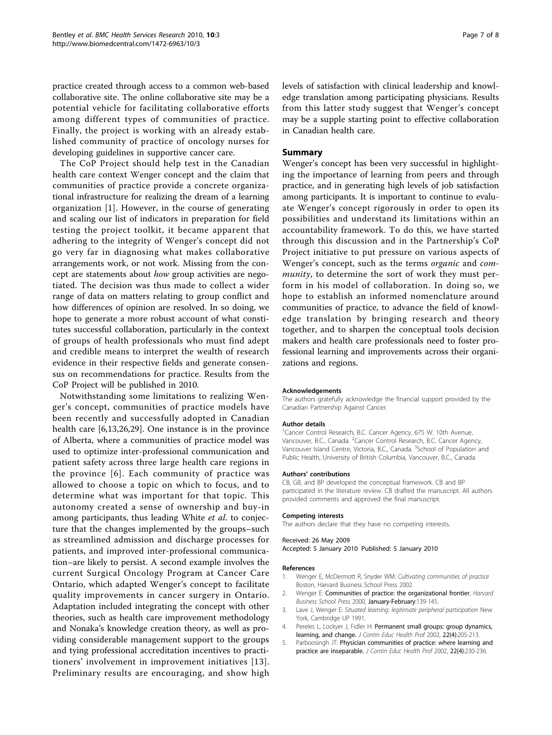practice created through access to a common web-based collaborative site. The online collaborative site may be a potential vehicle for facilitating collaborative efforts among different types of communities of practice. Finally, the project is working with an already established community of practice of oncology nurses for developing guidelines in supportive cancer care.

The CoP Project should help test in the Canadian health care context Wenger concept and the claim that communities of practice provide a concrete organizational infrastructure for realizing the dream of a learning organization [1]. However, in the course of generating and scaling our list of indicators in preparation for field testing the project toolkit, it became apparent that adhering to the integrity of Wenger's concept did not go very far in diagnosing what makes collaborative arrangements work, or not work. Missing from the concept are statements about *how* group activities are negotiated. The decision was thus made to collect a wider range of data on matters relating to group conflict and how differences of opinion are resolved. In so doing, we hope to generate a more robust account of what constitutes successful collaboration, particularly in the context of groups of health professionals who must find adept and credible means to interpret the wealth of research evidence in their respective fields and generate consensus on recommendations for practice. Results from the CoP Project will be published in 2010.

Notwithstanding some limitations to realizing Wenger's concept, communities of practice models have been recently and successfully adopted in Canadian health care [6,13,26,29]. One instance is in the province of Alberta, where a communities of practice model was used to optimize inter-professional communication and patient safety across three large health care regions in the province [6]. Each community of practice was allowed to choose a topic on which to focus, and to determine what was important for that topic. This autonomy created a sense of ownership and buy-in among participants, thus leading White *et al.* to conjecture that the changes implemented by the groups–such as streamlined admission and discharge processes for patients, and improved inter-professional communication–are likely to persist. A second example involves the current Surgical Oncology Program at Cancer Care Ontario, which adapted Wenger's concept to facilitate quality improvements in cancer surgery in Ontario. Adaptation included integrating the concept with other theories, such as health care improvement methodology and Nonaka's knowledge creation theory, as well as providing considerable management support to the groups and tying professional accreditation incentives to practitioners' involvement in improvement initiatives [13]. Preliminary results are encouraging, and show high levels of satisfaction with clinical leadership and knowledge translation among participating physicians. Results from this latter study suggest that Wenger's concept may be a supple starting point to effective collaboration in Canadian health care.

## Summary

Wenger's concept has been very successful in highlighting the importance of learning from peers and through practice, and in generating high levels of job satisfaction among participants. It is important to continue to evaluate Wenger's concept rigorously in order to open its possibilities and understand its limitations within an accountability framework. To do this, we have started through this discussion and in the Partnership's CoP Project initiative to put pressure on various aspects of Wenger's concept, such as the terms *organic* and *community*, to determine the sort of work they must perform in his model of collaboration. In doing so, we hope to establish an informed nomenclature around communities of practice, to advance the field of knowledge translation by bringing research and theory together, and to sharpen the conceptual tools decision makers and health care professionals need to foster professional learning and improvements across their organizations and regions.

#### Acknowledgements

The authors gratefully acknowledge the financial support provided by the Canadian Partnership Against Cancer.

#### Author details

[1]Cancer Control Research, B.C. Cancer Agency, 675 W. 10th Avenue, Vancouver, B.C., Canada. [2]Cancer Control Research, B.C. Cancer Agency, Vancouver Island Centre, Victoria, B.C., Canada. [3]School of Population and Public Health, University of British Columbia, Vancouver, B.C., Canada.

#### Authors' contributions

CB, GB, and BP developed the conceptual framework. CB and BP participated in the literature review. CB drafted the manuscript. All authors provided comments and approved the final manuscript.

#### Competing interests

The authors declare that they have no competing interests.

Received: 26 May 2009
Accepted: 5 January 2010 Published: 5 January 2010

#### References

1. Wenger E, McDermott R, Snyder WM: *Cultivating communities of practice* Boston, Harvard Business School Press 2002.
2. Wenger E: **Communities of practice: the organizational frontier.** *Harvard Business School Press* 2000, **January-February**:139-145.
3. Lave J, Wenger E: *Situated learning: legitimate peripheral participation* New York, Cambridge UP 1991.
4. Pereles L, Lockyer J, Fidler H: **Permanent small groups: group dynamics, learning, and change.** *J Contin Educ Health Prof* 2002, **22(4)**:205-213.
5. Parboosingh JT: **Physician communities of practice: where learning and practice are inseparable.** *J Contin Educ Health Prof* 2002, **22(4)**:230-236.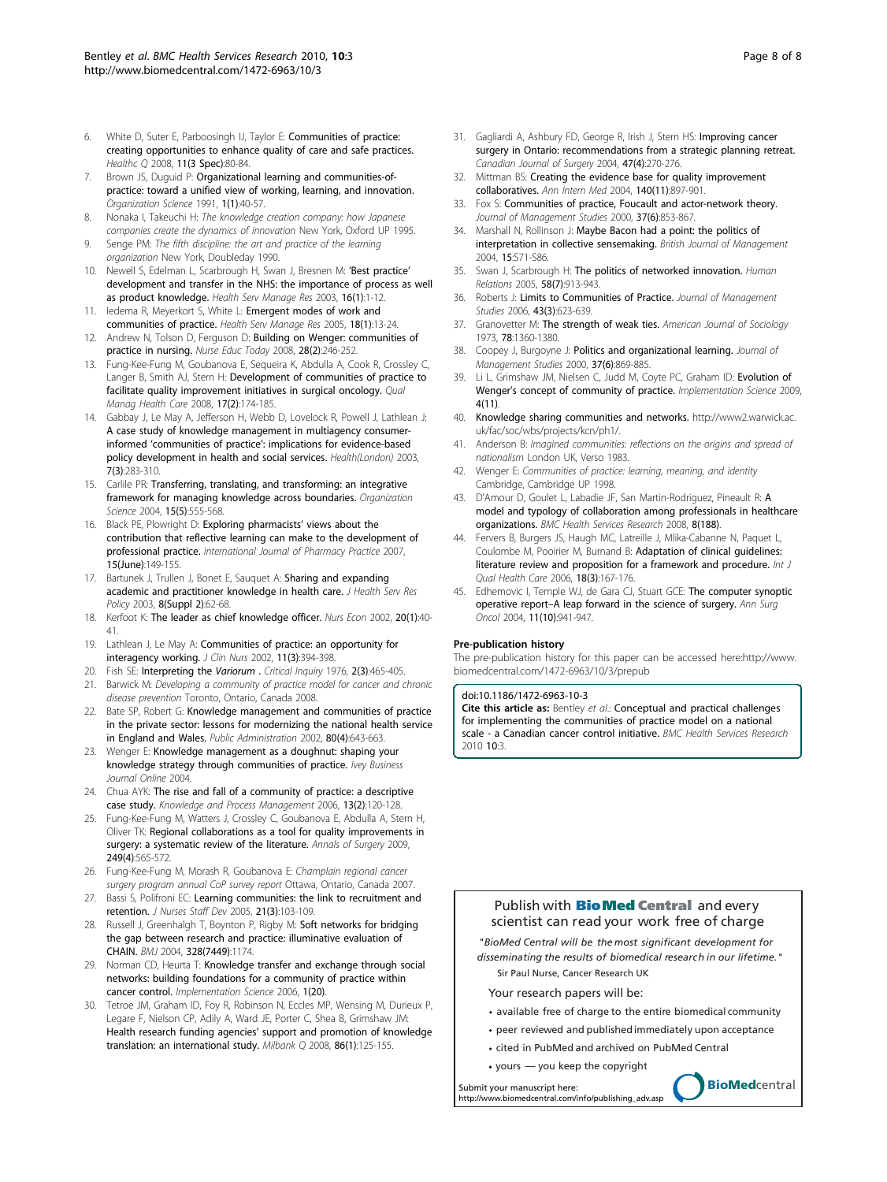6. White D, Suter E, Parboosingh IJ, Taylor E: **Communities of practice: creating opportunities to enhance quality of care and safe practices.** *Healthc Q* 2008, **11(3 Spec)**:80-84.
7. Brown JS, Duguid P: **Organizational learning and communities-of-practice: toward a unified view of working, learning, and innovation.** *Organization Science* 1991, **1(1)**:40-57.
8. Nonaka I, Takeuchi H: *The knowledge creation company: how Japanese companies create the dynamics of innovation* New York, Oxford UP 1995.
9. Senge PM: *The fifth discipline: the art and practice of the learning organization* New York, Doubleday 1990.
10. Newell S, Edelman L, Scarbrough H, Swan J, Bresnen M: **'Best practice' development and transfer in the NHS: the importance of process as well as product knowledge.** *Health Serv Manage Res* 2003, **16(1)**:1-12.
11. Iedema R, Meyerkort S, White L: **Emergent modes of work and communities of practice.** *Health Serv Manage Res* 2005, **18(1)**:13-24.
12. Andrew N, Tolson D, Ferguson D: **Building on Wenger: communities of practice in nursing.** *Nurse Educ Today* 2008, **28(2)**:246-252.
13. Fung-Kee-Fung M, Goubanova E, Sequeira K, Abdulla A, Cook R, Crossley C, Langer B, Smith AJ, Stern H: **Development of communities of practice to facilitate quality improvement initiatives in surgical oncology.** *Qual Manag Health Care* 2008, **17(2)**:174-185.
14. Gabbay J, Le May A, Jefferson H, Webb D, Lovelock R, Powell J, Lathlean J: **A case study of knowledge management in multiagency consumer-informed 'communities of practice': implications for evidence-based policy development in health and social services.** *Health(London)* 2003, **7(3)**:283-310.
15. Carlile PR: **Transferring, translating, and transforming: an integrative framework for managing knowledge across boundaries.** *Organization Science* 2004, **15(5)**:555-568.
16. Black PE, Plowright D: **Exploring pharmacists' views about the contribution that reflective learning can make to the development of professional practice.** *International Journal of Pharmacy Practice* 2007, **15(June)**:149-155.
17. Bartunek J, Trullen J, Bonet E, Sauquet A: **Sharing and expanding academic and practitioner knowledge in health care.** *J Health Serv Res Policy* 2003, **8(Suppl 2)**:62-68.
18. Kerfoot K: **The leader as chief knowledge officer.** *Nurs Econ* 2002, **20(1)**:40-41.
19. Lathlean J, Le May A: **Communities of practice: an opportunity for interagency working.** *J Clin Nurs* 2002, **11(3)**:394-398.
20. Fish SE: **Interpreting the *Variorum* .** *Critical Inquiry* 1976, **2(3)**:465-405.
21. Barwick M: *Developing a community of practice model for cancer and chronic disease prevention* Toronto, Ontario, Canada 2008.
22. Bate SP, Robert G: **Knowledge management and communities of practice in the private sector: lessons for modernizing the national health service in England and Wales.** *Public Administration* 2002, **80(4)**:643-663.
23. Wenger E: **Knowledge management as a doughnut: shaping your knowledge strategy through communities of practice.** *Ivey Business Journal Online* 2004.
24. Chua AYK: **The rise and fall of a community of practice: a descriptive case study.** *Knowledge and Process Management* 2006, **13(2)**:120-128.
25. Fung-Kee-Fung M, Watters J, Crossley C, Goubanova E, Abdulla A, Stern H, Oliver TK: **Regional collaborations as a tool for quality improvements in surgery: a systematic review of the literature.** *Annals of Surgery* 2009, **249(4)**:565-572.
26. Fung-Kee-Fung M, Morash R, Goubanova E: *Champlain regional cancer surgery program annual CoP survey report* Ottawa, Ontario, Canada 2007.
27. Bassi S, Polifroni EC: **Learning communities: the link to recruitment and retention.** *J Nurses Staff Dev* 2005, **21(3)**:103-109.
28. Russell J, Greenhalgh T, Boynton P, Rigby M: **Soft networks for bridging the gap between research and practice: illuminative evaluation of CHAIN.** *BMJ* 2004, **328(7449)**:1174.
29. Norman CD, Heurta T: **Knowledge transfer and exchange through social networks: building foundations for a community of practice within cancer control.** *Implementation Science* 2006, **1(20)**.
30. Tetroe JM, Graham ID, Foy R, Robinson N, Eccles MP, Wensing M, Durieux P, Legare F, Nielson CP, Adily A, Ward JE, Porter C, Shea B, Grimshaw JM: **Health research funding agencies' support and promotion of knowledge translation: an international study.** *Milbank Q* 2008, **86(1)**:125-155.
31. Gagliardi A, Ashbury FD, George R, Irish J, Stern HS: **Improving cancer surgery in Ontario: recommendations from a strategic planning retreat.** *Canadian Journal of Surgery* 2004, **47(4)**:270-276.
32. Mittman BS: **Creating the evidence base for quality improvement collaboratives.** *Ann Intern Med* 2004, **140(11)**:897-901.
33. Fox S: **Communities of practice, Foucault and actor-network theory.** *Journal of Management Studies* 2000, **37(6)**:853-867.
34. Marshall N, Rollinson J: **Maybe Bacon had a point: the politics of interpretation in collective sensemaking.** *British Journal of Management* 2004, **15**:S71-S86.
35. Swan J, Scarbrough H: **The politics of networked innovation.** *Human Relations* 2005, **58(7)**:913-943.
36. Roberts J: **Limits to Communities of Practice.** *Journal of Management Studies* 2006, **43(3)**:623-639.
37. Granovetter M: **The strength of weak ties.** *American Journal of Sociology* 1973, **78**:1360-1380.
38. Coopey J, Burgoyne J: **Politics and organizational learning.** *Journal of Management Studies* 2000, **37(6)**:869-885.
39. Li L, Grimshaw JM, Nielsen C, Judd M, Coyte PC, Graham ID: **Evolution of Wenger's concept of community of practice.** *Implementation Science* 2009, **4(11)**.
40. **Knowledge sharing communities and networks.** http://www2.warwick.ac.uk/fac/soc/wbs/projects/kcn/ph1/.
41. Anderson B: *Imagined communities: reflections on the origins and spread of nationalism* London UK, Verso 1983.
42. Wenger E: *Communities of practice: learning, meaning, and identity* Cambridge, Cambridge UP 1998.
43. D'Amour D, Goulet L, Labadie JF, San Martin-Rodriguez, Pineault R: **A model and typology of collaboration among professionals in healthcare organizations.** *BMC Health Services Research* 2008, **8(188)**.
44. Fervers B, Burgers JS, Haugh MC, Latreille J, Mlika-Cabanne N, Paquet L, Coulombe M, Pooirier M, Burnand B: **Adaptation of clinical guidelines: literature review and proposition for a framework and procedure.** *Int J Qual Health Care* 2006, **18(3)**:167-176.
45. Edhemovic I, Temple WJ, de Gara CJ, Stuart GCE: **The computer synoptic operative report–A leap forward in the science of surgery.** *Ann Surg Oncol* 2004, **11(10)**:941-947.

## Pre-publication history

The pre-publication history for this paper can be accessed here:http://www.biomedcentral.com/1472-6963/10/3/prepub

doi:10.1186/1472-6963-10-3

**Cite this article as:** Bentley *et al.*: Conceptual and practical challenges for implementing the communities of practice model on a national scale - a Canadian cancer control initiative. *BMC Health Services Research* 2010 **10**:3.

Publish with **BioMed Central** and every scientist can read your work free of charge

*"BioMed Central will be the most significant development for disseminating the results of biomedical research in our lifetime."*
Sir Paul Nurse, Cancer Research UK

Your research papers will be:

- available free of charge to the entire biomedical community
- peer reviewed and published immediately upon acceptance
- cited in PubMed and archived on PubMed Central
- yours — you keep the copyright

Submit your manuscript here:
http://www.biomedcentral.com/info/publishing_adv.asp

BioMedcentral